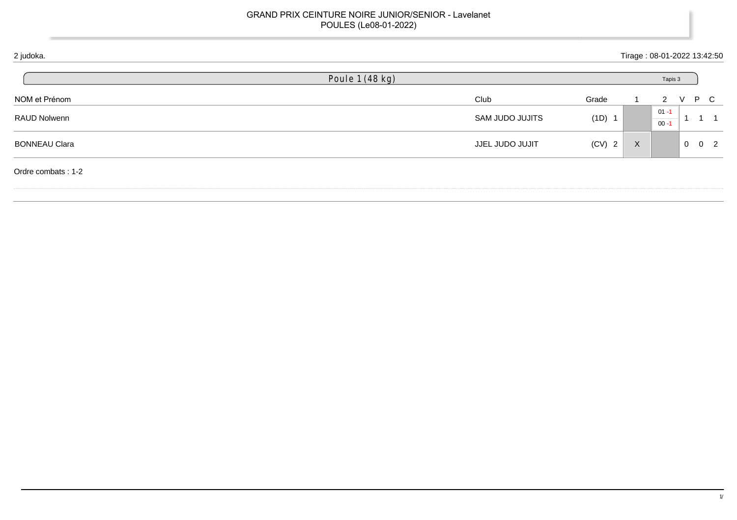GRAND PRIX CEINTURE NOIRE JUNIOR/SENIOR - Lavelanet
POULES (Le08-01-2022)

2 judoka.

Tirage : 08-01-2022 13:42:50

## Poule 1 (48 kg)

Tapis 3

| NOM et Prénom | Club | Grade | 1 | 2 | V | P | C |
|---|---|---|---|---|---|---|---|
| RAUD Nolwenn | SAM JUDO JUJITS | (1D) 1 | | 01 -1 / 00 -1 | 1 | 1 | 1 |
| BONNEAU Clara | JJEL JUDO JUJIT | (CV) 2 | X | | 0 | 0 | 2 |

Ordre combats : 1-2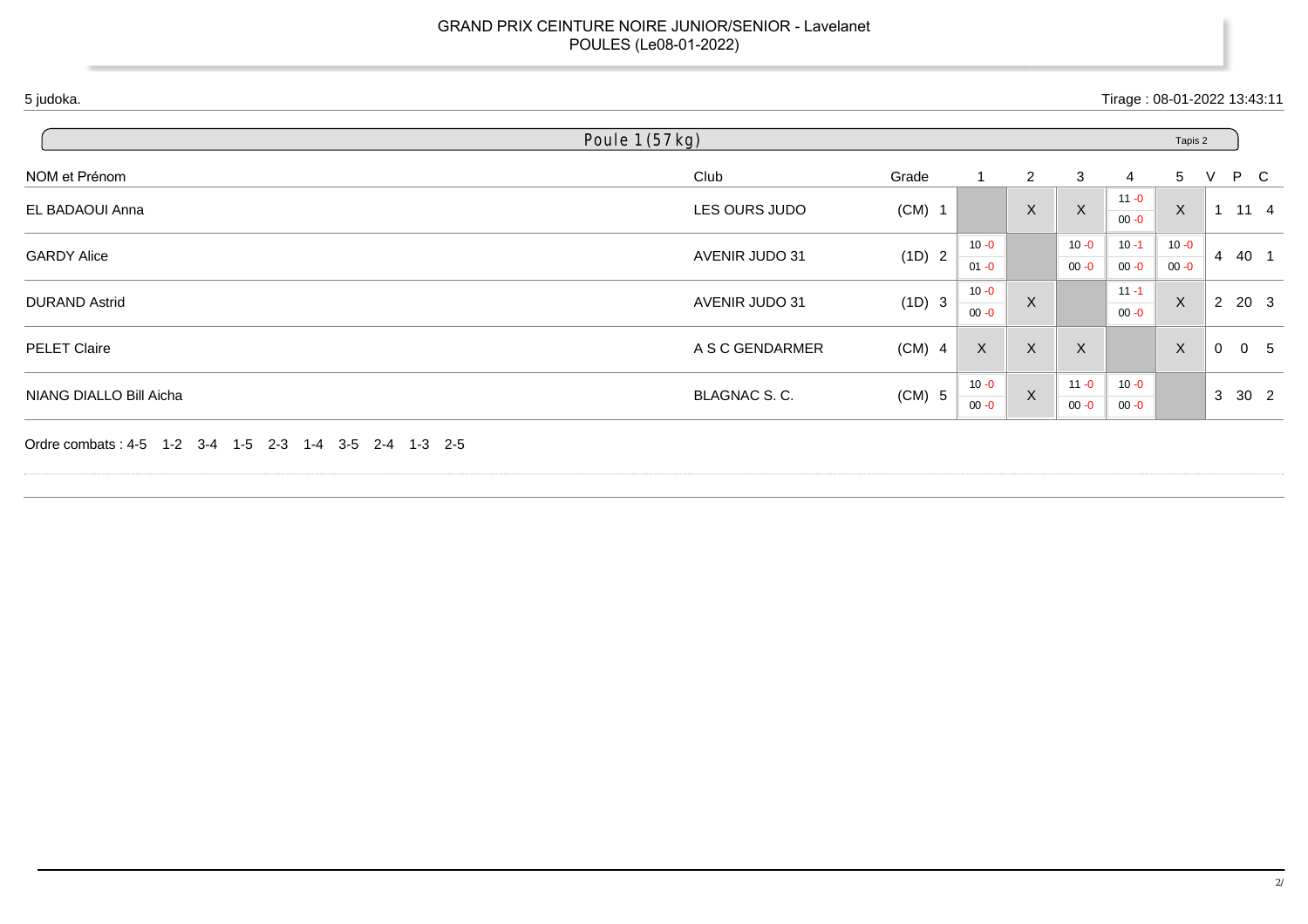GRAND PRIX CEINTURE NOIRE JUNIOR/SENIOR - Lavelanet
POULES (Le08-01-2022)

5 judoka.

Tirage : 08-01-2022 13:43:11

## Poule 1 (57 kg)

Tapis 2

| NOM et Prénom | Club | Grade | 1 | 2 | 3 | 4 | 5 | V | P | C |
|---|---|---|---|---|---|---|---|---|---|---|
| EL BADAOUI Anna | LES OURS JUDO | (CM) 1 | | X | X | 11 -0 / 00 -0 | X | 1 | 11 | 4 |
| GARDY Alice | AVENIR JUDO 31 | (1D) 2 | 10 -0 / 01 -0 | | 10 -0 / 00 -0 | 10 -1 / 00 -0 | 10 -0 / 00 -0 | 4 | 40 | 1 |
| DURAND Astrid | AVENIR JUDO 31 | (1D) 3 | 10 -0 / 00 -0 | X | | 11 -1 / 00 -0 | X | 2 | 20 | 3 |
| PELET Claire | A S C GENDARMER | (CM) 4 | X | X | X | | X | 0 | 0 | 5 |
| NIANG DIALLO Bill Aicha | BLAGNAC S. C. | (CM) 5 | 10 -0 / 00 -0 | X | 11 -0 / 00 -0 | 10 -0 / 00 -0 | | 3 | 30 | 2 |

Ordre combats : 4-5 1-2 3-4 1-5 2-3 1-4 3-5 2-4 1-3 2-5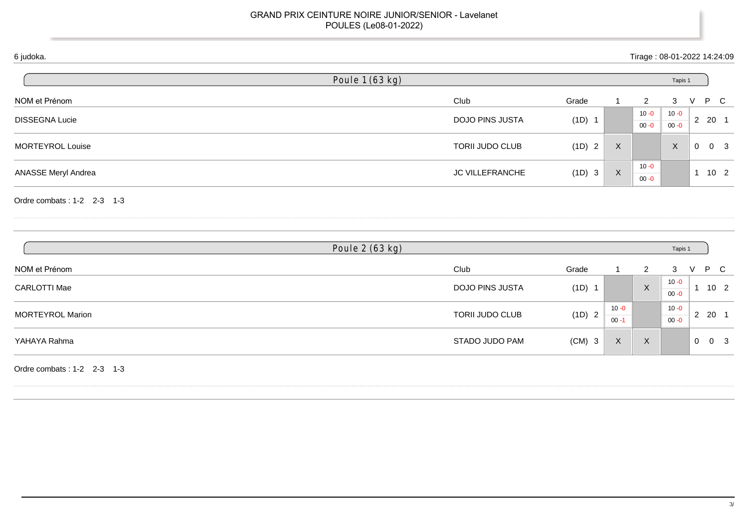GRAND PRIX CEINTURE NOIRE JUNIOR/SENIOR - Lavelanet
POULES (Le08-01-2022)

6 judoka.

Tirage : 08-01-2022 14:24:09

## Poule 1 (63 kg)

Tapis 1

| NOM et Prénom | Club | Grade | 1 | 2 | 3 | V | P | C |
|---|---|---|---|---|---|---|---|---|
| DISSEGNA Lucie | DOJO PINS JUSTA | (1D) 1 | | 10 -0 00 -0 | 10 -0 00 -0 | 2 | 20 | 1 |
| MORTEYROL Louise | TORII JUDO CLUB | (1D) 2 | X | | X | 0 | 0 | 3 |
| ANASSE Meryl Andrea | JC VILLEFRANCHE | (1D) 3 | X | 10 -0 00 -0 | | 1 | 10 | 2 |

Ordre combats : 1-2 2-3 1-3

## Poule 2 (63 kg)

Tapis 1

| NOM et Prénom | Club | Grade | 1 | 2 | 3 | V | P | C |
|---|---|---|---|---|---|---|---|---|
| CARLOTTI Mae | DOJO PINS JUSTA | (1D) 1 | | X | 10 -0 00 -0 | 1 | 10 | 2 |
| MORTEYROL Marion | TORII JUDO CLUB | (1D) 2 | 10 -0 00 -1 | | 10 -0 00 -0 | 2 | 20 | 1 |
| YAHAYA Rahma | STADO JUDO PAM | (CM) 3 | X | X | | 0 | 0 | 3 |

Ordre combats : 1-2 2-3 1-3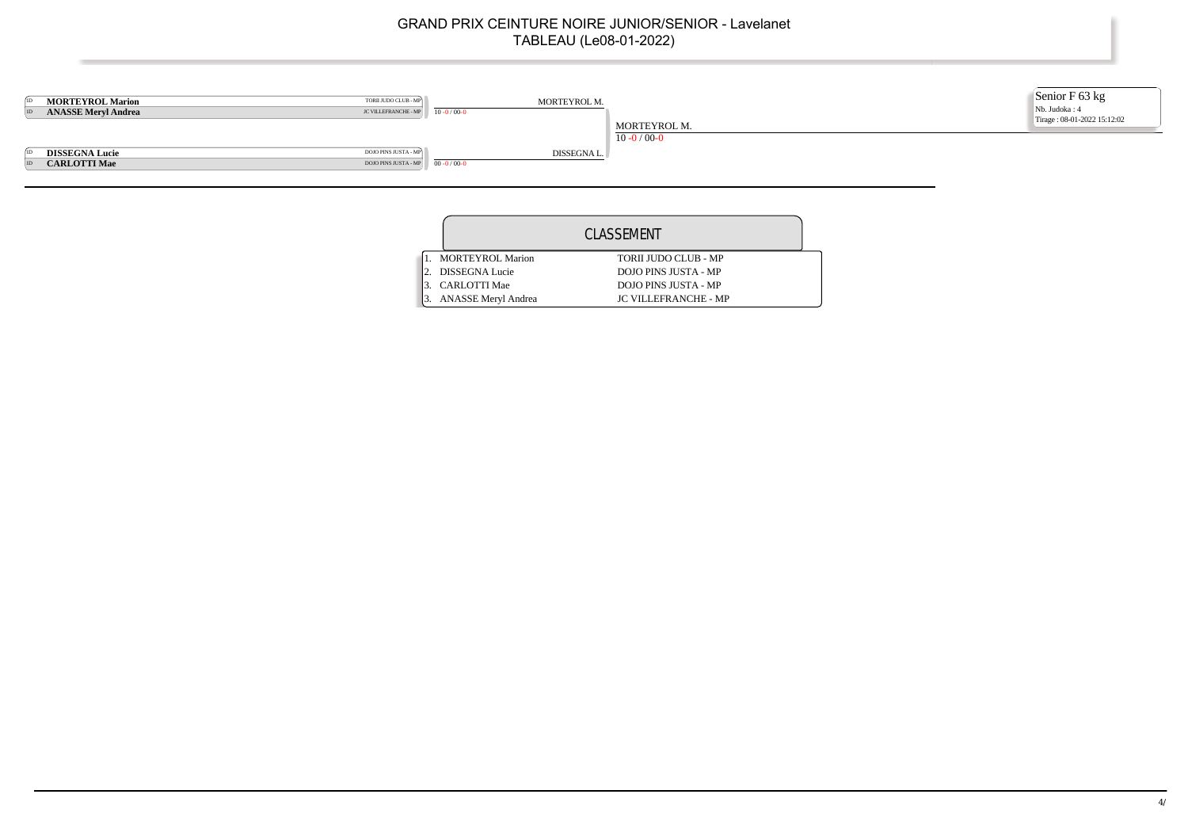# GRAND PRIX CEINTURE NOIRE JUNIOR/SENIOR - Lavelanet

TABLEAU (Le08-01-2022)

Senior F 63 kg
Nb. Judoka : 4
Tirage : 08-01-2022 15:12:02

| | | | | |
|---|---|---|---|---|
| 1D | **MORTEYROL Marion** | TORII JUDO CLUB - MP | MORTEYROL M. | MORTEYROL M. |
| 1D | **ANASSE Meryl Andrea** | JC VILLEFRANCHE - MP | 10 -0 / 00-0 | 10 -0 / 00-0 |
| 1D | **DISSEGNA Lucie** | DOJO PINS JUSTA - MP | DISSEGNA L. | |
| 1D | **CARLOTTI Mae** | DOJO PINS JUSTA - MP | 00 -0 / 00-0 | |

## CLASSEMENT

| | | |
|---|---|---|
| 1. | MORTEYROL Marion | TORII JUDO CLUB - MP |
| 2. | DISSEGNA Lucie | DOJO PINS JUSTA - MP |
| 3. | CARLOTTI Mae | DOJO PINS JUSTA - MP |
| 3. | ANASSE Meryl Andrea | JC VILLEFRANCHE - MP |